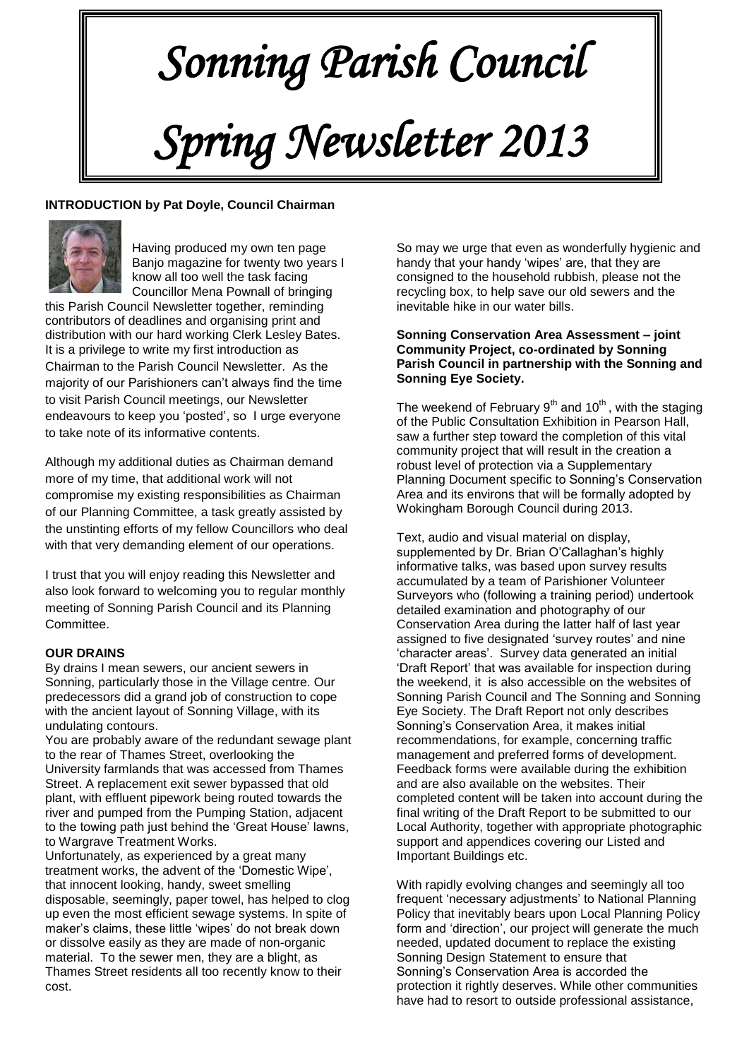# Sonning Parish Council

# Spring Newsletter 2013

**INTRODUCTION by Pat Doyle, Council Chairman**

Having produced my own ten page Banjo magazine for twenty two years I know all too well the task facing Councillor Mena Pownall of bringing this Parish Council Newsletter together, reminding contributors of deadlines and organising print and distribution with our hard working Clerk Lesley Bates. It is a privilege to write my first introduction as Chairman to the Parish Council Newsletter. As the majority of our Parishioners can't always find the time to visit Parish Council meetings, our Newsletter endeavours to keep you 'posted', so I urge everyone to take note of its informative contents.

Although my additional duties as Chairman demand more of my time, that additional work will not compromise my existing responsibilities as Chairman of our Planning Committee, a task greatly assisted by the unstinting efforts of my fellow Councillors who deal with that very demanding element of our operations.

I trust that you will enjoy reading this Newsletter and also look forward to welcoming you to regular monthly meeting of Sonning Parish Council and its Planning Committee.

**OUR DRAINS**

By drains I mean sewers, our ancient sewers in Sonning, particularly those in the Village centre. Our predecessors did a grand job of construction to cope with the ancient layout of Sonning Village, with its undulating contours.

You are probably aware of the redundant sewage plant to the rear of Thames Street, overlooking the University farmlands that was accessed from Thames Street. A replacement exit sewer bypassed that old plant, with effluent pipework being routed towards the river and pumped from the Pumping Station, adjacent to the towing path just behind the 'Great House' lawns, to Wargrave Treatment Works.

Unfortunately, as experienced by a great many treatment works, the advent of the 'Domestic Wipe', that innocent looking, handy, sweet smelling disposable, seemingly, paper towel, has helped to clog up even the most efficient sewage systems. In spite of maker's claims, these little 'wipes' do not break down or dissolve easily as they are made of non-organic material. To the sewer men, they are a blight, as Thames Street residents all too recently know to their cost.

So may we urge that even as wonderfully hygienic and handy that your handy 'wipes' are, that they are consigned to the household rubbish, please not the recycling box, to help save our old sewers and the inevitable hike in our water bills.

**Sonning Conservation Area Assessment – joint Community Project, co-ordinated by Sonning Parish Council in partnership with the Sonning and Sonning Eye Society.**

The weekend of February 9th and 10th, with the staging of the Public Consultation Exhibition in Pearson Hall, saw a further step toward the completion of this vital community project that will result in the creation a robust level of protection via a Supplementary Planning Document specific to Sonning's Conservation Area and its environs that will be formally adopted by Wokingham Borough Council during 2013.

Text, audio and visual material on display, supplemented by Dr. Brian O'Callaghan's highly informative talks, was based upon survey results accumulated by a team of Parishioner Volunteer Surveyors who (following a training period) undertook detailed examination and photography of our Conservation Area during the latter half of last year assigned to five designated 'survey routes' and nine 'character areas'. Survey data generated an initial 'Draft Report' that was available for inspection during the weekend, it is also accessible on the websites of Sonning Parish Council and The Sonning and Sonning Eye Society. The Draft Report not only describes Sonning's Conservation Area, it makes initial recommendations, for example, concerning traffic management and preferred forms of development. Feedback forms were available during the exhibition and are also available on the websites. Their completed content will be taken into account during the final writing of the Draft Report to be submitted to our Local Authority, together with appropriate photographic support and appendices covering our Listed and Important Buildings etc.

With rapidly evolving changes and seemingly all too frequent 'necessary adjustments' to National Planning Policy that inevitably bears upon Local Planning Policy form and 'direction', our project will generate the much needed, updated document to replace the existing Sonning Design Statement to ensure that Sonning's Conservation Area is accorded the protection it rightly deserves. While other communities have had to resort to outside professional assistance,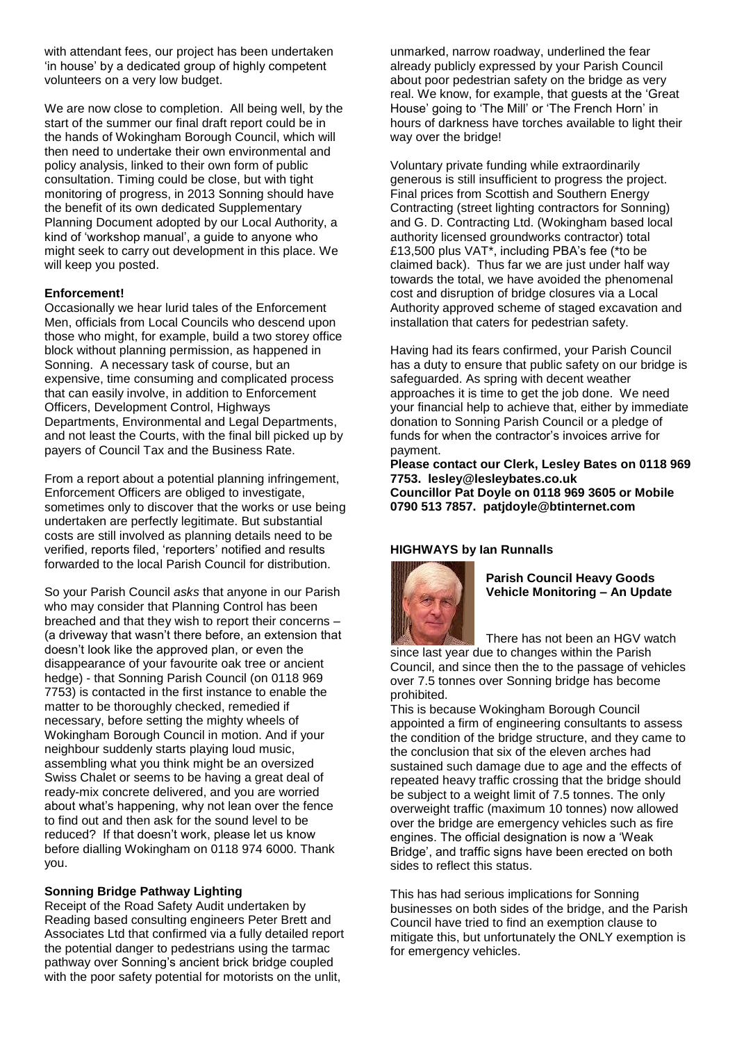with attendant fees, our project has been undertaken 'in house' by a dedicated group of highly competent volunteers on a very low budget.

We are now close to completion. All being well, by the start of the summer our final draft report could be in the hands of Wokingham Borough Council, which will then need to undertake their own environmental and policy analysis, linked to their own form of public consultation. Timing could be close, but with tight monitoring of progress, in 2013 Sonning should have the benefit of its own dedicated Supplementary Planning Document adopted by our Local Authority, a kind of 'workshop manual', a guide to anyone who might seek to carry out development in this place. We will keep you posted.

**Enforcement!**

Occasionally we hear lurid tales of the Enforcement Men, officials from Local Councils who descend upon those who might, for example, build a two storey office block without planning permission, as happened in Sonning. A necessary task of course, but an expensive, time consuming and complicated process that can easily involve, in addition to Enforcement Officers, Development Control, Highways Departments, Environmental and Legal Departments, and not least the Courts, with the final bill picked up by payers of Council Tax and the Business Rate.

From a report about a potential planning infringement, Enforcement Officers are obliged to investigate, sometimes only to discover that the works or use being undertaken are perfectly legitimate. But substantial costs are still involved as planning details need to be verified, reports filed, 'reporters' notified and results forwarded to the local Parish Council for distribution.

So your Parish Council *asks* that anyone in our Parish who may consider that Planning Control has been breached and that they wish to report their concerns – (a driveway that wasn't there before, an extension that doesn't look like the approved plan, or even the disappearance of your favourite oak tree or ancient hedge) - that Sonning Parish Council (on 0118 969 7753) is contacted in the first instance to enable the matter to be thoroughly checked, remedied if necessary, before setting the mighty wheels of Wokingham Borough Council in motion. And if your neighbour suddenly starts playing loud music, assembling what you think might be an oversized Swiss Chalet or seems to be having a great deal of ready-mix concrete delivered, and you are worried about what's happening, why not lean over the fence to find out and then ask for the sound level to be reduced? If that doesn't work, please let us know before dialling Wokingham on 0118 974 6000. Thank you.

**Sonning Bridge Pathway Lighting**

Receipt of the Road Safety Audit undertaken by Reading based consulting engineers Peter Brett and Associates Ltd that confirmed via a fully detailed report the potential danger to pedestrians using the tarmac pathway over Sonning's ancient brick bridge coupled with the poor safety potential for motorists on the unlit, unmarked, narrow roadway, underlined the fear already publicly expressed by your Parish Council about poor pedestrian safety on the bridge as very real. We know, for example, that guests at the 'Great House' going to 'The Mill' or 'The French Horn' in hours of darkness have torches available to light their way over the bridge!

Voluntary private funding while extraordinarily generous is still insufficient to progress the project. Final prices from Scottish and Southern Energy Contracting (street lighting contractors for Sonning) and G. D. Contracting Ltd. (Wokingham based local authority licensed groundworks contractor) total £13,500 plus VAT*, including PBA's fee (*to be claimed back). Thus far we are just under half way towards the total, we have avoided the phenomenal cost and disruption of bridge closures via a Local Authority approved scheme of staged excavation and installation that caters for pedestrian safety.

Having had its fears confirmed, your Parish Council has a duty to ensure that public safety on our bridge is safeguarded. As spring with decent weather approaches it is time to get the job done. We need your financial help to achieve that, either by immediate donation to Sonning Parish Council or a pledge of funds for when the contractor's invoices arrive for payment.

**Please contact our Clerk, Lesley Bates on 0118 969 7753. lesley@lesleybates.co.uk**
**Councillor Pat Doyle on 0118 969 3605 or Mobile 0790 513 7857. patjdoyle@btinternet.com**

**HIGHWAYS by Ian Runnalls**

**Parish Council Heavy Goods Vehicle Monitoring – An Update**

There has not been an HGV watch since last year due to changes within the Parish Council, and since then the to the passage of vehicles over 7.5 tonnes over Sonning bridge has become prohibited.

This is because Wokingham Borough Council appointed a firm of engineering consultants to assess the condition of the bridge structure, and they came to the conclusion that six of the eleven arches had sustained such damage due to age and the effects of repeated heavy traffic crossing that the bridge should be subject to a weight limit of 7.5 tonnes. The only overweight traffic (maximum 10 tonnes) now allowed over the bridge are emergency vehicles such as fire engines. The official designation is now a 'Weak Bridge', and traffic signs have been erected on both sides to reflect this status.

This has had serious implications for Sonning businesses on both sides of the bridge, and the Parish Council have tried to find an exemption clause to mitigate this, but unfortunately the ONLY exemption is for emergency vehicles.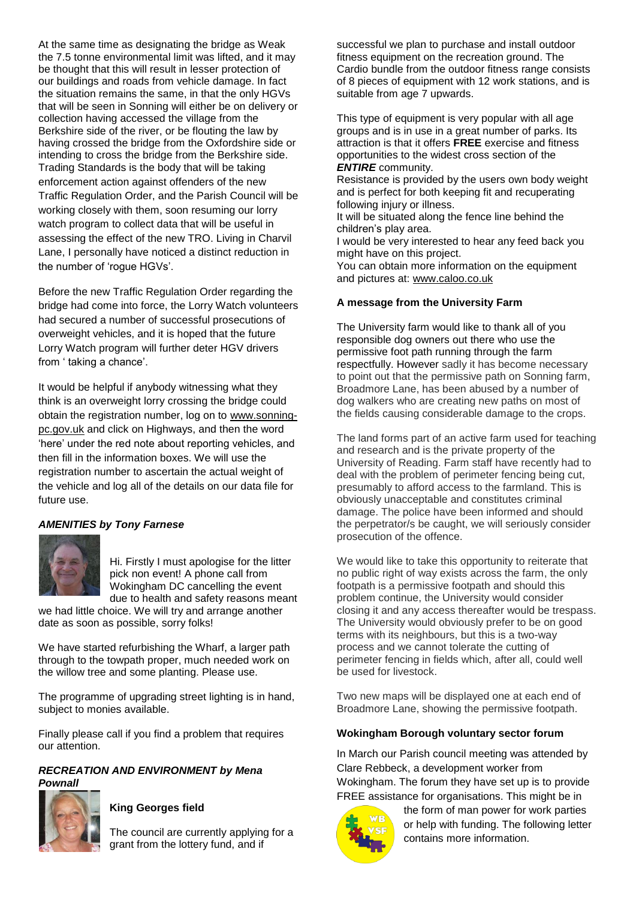At the same time as designating the bridge as Weak the 7.5 tonne environmental limit was lifted, and it may be thought that this will result in lesser protection of our buildings and roads from vehicle damage. In fact the situation remains the same, in that the only HGVs that will be seen in Sonning will either be on delivery or collection having accessed the village from the Berkshire side of the river, or be flouting the law by having crossed the bridge from the Oxfordshire side or intending to cross the bridge from the Berkshire side. Trading Standards is the body that will be taking enforcement action against offenders of the new Traffic Regulation Order, and the Parish Council will be working closely with them, soon resuming our lorry watch program to collect data that will be useful in assessing the effect of the new TRO. Living in Charvil Lane, I personally have noticed a distinct reduction in the number of 'rogue HGVs'.

Before the new Traffic Regulation Order regarding the bridge had come into force, the Lorry Watch volunteers had secured a number of successful prosecutions of overweight vehicles, and it is hoped that the future Lorry Watch program will further deter HGV drivers from ' taking a chance'.

It would be helpful if anybody witnessing what they think is an overweight lorry crossing the bridge could obtain the registration number, log on to www.sonning-pc.gov.uk and click on Highways, and then the word 'here' under the red note about reporting vehicles, and then fill in the information boxes. We will use the registration number to ascertain the actual weight of the vehicle and log all of the details on our data file for future use.

### *AMENITIES by Tony Farnese*

Hi. Firstly I must apologise for the litter pick non event! A phone call from Wokingham DC cancelling the event due to health and safety reasons meant we had little choice. We will try and arrange another date as soon as possible, sorry folks!

We have started refurbishing the Wharf, a larger path through to the towpath proper, much needed work on the willow tree and some planting. Please use.

The programme of upgrading street lighting is in hand, subject to monies available.

Finally please call if you find a problem that requires our attention.

### *RECREATION AND ENVIRONMENT by Mena Pownall*

**King Georges field**

The council are currently applying for a grant from the lottery fund, and if successful we plan to purchase and install outdoor fitness equipment on the recreation ground. The Cardio bundle from the outdoor fitness range consists of 8 pieces of equipment with 12 work stations, and is suitable from age 7 upwards.

This type of equipment is very popular with all age groups and is in use in a great number of parks. Its attraction is that it offers **FREE** exercise and fitness opportunities to the widest cross section of the ***ENTIRE*** community.

Resistance is provided by the users own body weight and is perfect for both keeping fit and recuperating following injury or illness.

It will be situated along the fence line behind the children's play area.

I would be very interested to hear any feed back you might have on this project.

You can obtain more information on the equipment and pictures at: www.caloo.co.uk

### A message from the University Farm

The University farm would like to thank all of you responsible dog owners out there who use the permissive foot path running through the farm respectfully. However sadly it has become necessary to point out that the permissive path on Sonning farm, Broadmore Lane, has been abused by a number of dog walkers who are creating new paths on most of the fields causing considerable damage to the crops.

The land forms part of an active farm used for teaching and research and is the private property of the University of Reading. Farm staff have recently had to deal with the problem of perimeter fencing being cut, presumably to afford access to the farmland. This is obviously unacceptable and constitutes criminal damage. The police have been informed and should the perpetrator/s be caught, we will seriously consider prosecution of the offence.

We would like to take this opportunity to reiterate that no public right of way exists across the farm, the only footpath is a permissive footpath and should this problem continue, the University would consider closing it and any access thereafter would be trespass. The University would obviously prefer to be on good terms with its neighbours, but this is a two-way process and we cannot tolerate the cutting of perimeter fencing in fields which, after all, could well be used for livestock.

Two new maps will be displayed one at each end of Broadmore Lane, showing the permissive footpath.

### Wokingham Borough voluntary sector forum

In March our Parish council meeting was attended by Clare Rebbeck, a development worker from Wokingham. The forum they have set up is to provide FREE assistance for organisations. This might be in the form of man power for work parties or help with funding. The following letter contains more information.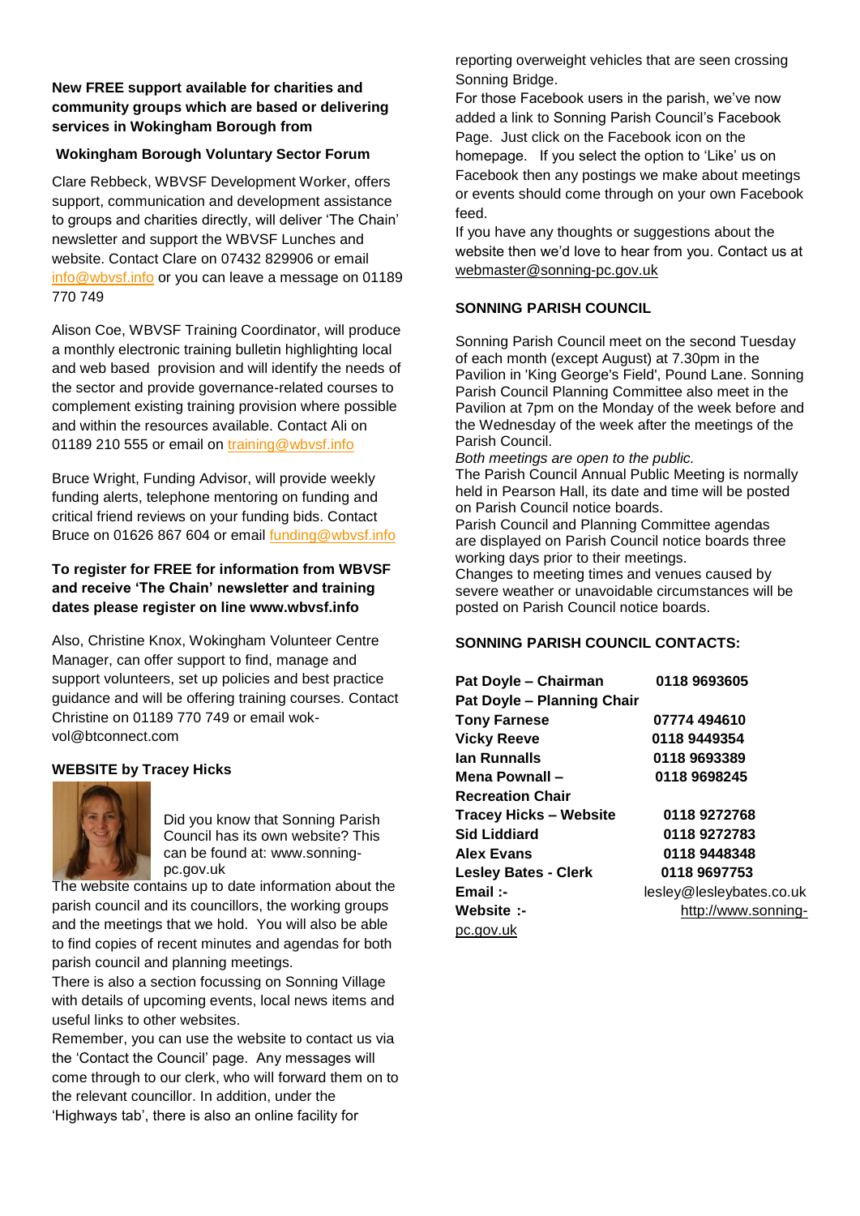**New FREE support available for charities and community groups which are based or delivering services in Wokingham Borough from**

**Wokingham Borough Voluntary Sector Forum**

Clare Rebbeck, WBVSF Development Worker, offers support, communication and development assistance to groups and charities directly, will deliver 'The Chain' newsletter and support the WBVSF Lunches and website. Contact Clare on 07432 829906 or email info@wbvsf.info or you can leave a message on 01189 770 749

Alison Coe, WBVSF Training Coordinator, will produce a monthly electronic training bulletin highlighting local and web based provision and will identify the needs of the sector and provide governance-related courses to complement existing training provision where possible and within the resources available. Contact Ali on 01189 210 555 or email on training@wbvsf.info

Bruce Wright, Funding Advisor, will provide weekly funding alerts, telephone mentoring on funding and critical friend reviews on your funding bids. Contact Bruce on 01626 867 604 or email funding@wbvsf.info

**To register for FREE for information from WBVSF and receive 'The Chain' newsletter and training dates please register on line www.wbvsf.info**

Also, Christine Knox, Wokingham Volunteer Centre Manager, can offer support to find, manage and support volunteers, set up policies and best practice guidance and will be offering training courses. Contact Christine on 01189 770 749 or email wok-vol@btconnect.com

**WEBSITE by Tracey Hicks**

Did you know that Sonning Parish Council has its own website? This can be found at: www.sonning-pc.gov.uk

The website contains up to date information about the parish council and its councillors, the working groups and the meetings that we hold. You will also be able to find copies of recent minutes and agendas for both parish council and planning meetings.

There is also a section focussing on Sonning Village with details of upcoming events, local news items and useful links to other websites.

Remember, you can use the website to contact us via the 'Contact the Council' page. Any messages will come through to our clerk, who will forward them on to the relevant councillor. In addition, under the 'Highways tab', there is also an online facility for reporting overweight vehicles that are seen crossing Sonning Bridge.

For those Facebook users in the parish, we've now added a link to Sonning Parish Council's Facebook Page. Just click on the Facebook icon on the homepage. If you select the option to 'Like' us on Facebook then any postings we make about meetings or events should come through on your own Facebook feed.

If you have any thoughts or suggestions about the website then we'd love to hear from you. Contact us at webmaster@sonning-pc.gov.uk

**SONNING PARISH COUNCIL**

Sonning Parish Council meet on the second Tuesday of each month (except August) at 7.30pm in the Pavilion in 'King George's Field', Pound Lane. Sonning Parish Council Planning Committee also meet in the Pavilion at 7pm on the Monday of the week before and the Wednesday of the week after the meetings of the Parish Council.

*Both meetings are open to the public.*

The Parish Council Annual Public Meeting is normally held in Pearson Hall, its date and time will be posted on Parish Council notice boards.

Parish Council and Planning Committee agendas are displayed on Parish Council notice boards three working days prior to their meetings.

Changes to meeting times and venues caused by severe weather or unavoidable circumstances will be posted on Parish Council notice boards.

**SONNING PARISH COUNCIL CONTACTS:**

| | |
|---|---|
| **Pat Doyle – Chairman** | **0118 9693605** |
| **Pat Doyle – Planning Chair** | |
| **Tony Farnese** | **07774 494610** |
| **Vicky Reeve** | **0118 9449354** |
| **Ian Runnalls** | **0118 9693389** |
| **Mena Pownall – Recreation Chair** | **0118 9698245** |
| **Tracey Hicks – Website** | **0118 9272768** |
| **Sid Liddiard** | **0118 9272783** |
| **Alex Evans** | **0118 9448348** |
| **Lesley Bates - Clerk** | **0118 9697753** |
| **Email :-** | lesley@lesleybates.co.uk |
| **Website :-** | http://www.sonning-pc.gov.uk |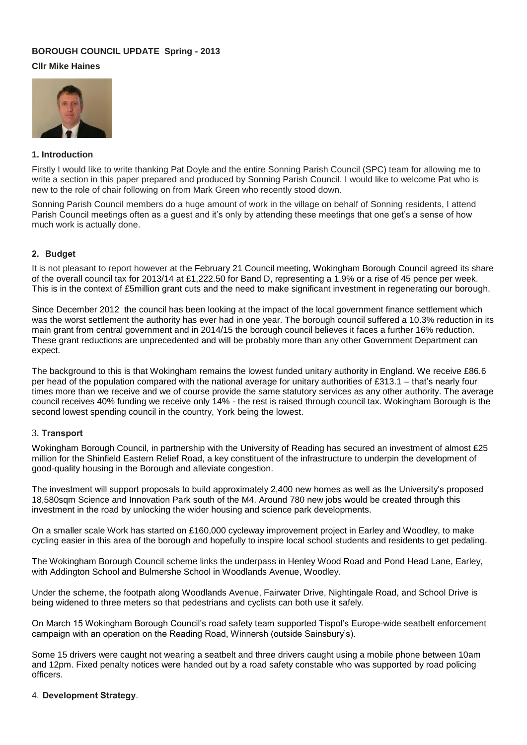**BOROUGH COUNCIL UPDATE Spring - 2013**

**Cllr Mike Haines**

### 1. Introduction

Firstly I would like to write thanking Pat Doyle and the entire Sonning Parish Council (SPC) team for allowing me to write a section in this paper prepared and produced by Sonning Parish Council. I would like to welcome Pat who is new to the role of chair following on from Mark Green who recently stood down.

Sonning Parish Council members do a huge amount of work in the village on behalf of Sonning residents, I attend Parish Council meetings often as a guest and it's only by attending these meetings that one get's a sense of how much work is actually done.

### 2. Budget

It is not pleasant to report however at the February 21 Council meeting, Wokingham Borough Council agreed its share of the overall council tax for 2013/14 at £1,222.50 for Band D, representing a 1.9% or a rise of 45 pence per week. This is in the context of £5million grant cuts and the need to make significant investment in regenerating our borough.

Since December 2012 the council has been looking at the impact of the local government finance settlement which was the worst settlement the authority has ever had in one year. The borough council suffered a 10.3% reduction in its main grant from central government and in 2014/15 the borough council believes it faces a further 16% reduction. These grant reductions are unprecedented and will be probably more than any other Government Department can expect.

The background to this is that Wokingham remains the lowest funded unitary authority in England. We receive £86.6 per head of the population compared with the national average for unitary authorities of £313.1 – that's nearly four times more than we receive and we of course provide the same statutory services as any other authority. The average council receives 40% funding we receive only 14% - the rest is raised through council tax. Wokingham Borough is the second lowest spending council in the country, York being the lowest.

### 3. Transport

Wokingham Borough Council, in partnership with the University of Reading has secured an investment of almost £25 million for the Shinfield Eastern Relief Road, a key constituent of the infrastructure to underpin the development of good-quality housing in the Borough and alleviate congestion.

The investment will support proposals to build approximately 2,400 new homes as well as the University's proposed 18,580sqm Science and Innovation Park south of the M4. Around 780 new jobs would be created through this investment in the road by unlocking the wider housing and science park developments.

On a smaller scale Work has started on £160,000 cycleway improvement project in Earley and Woodley, to make cycling easier in this area of the borough and hopefully to inspire local school students and residents to get pedaling.

The Wokingham Borough Council scheme links the underpass in Henley Wood Road and Pond Head Lane, Earley, with Addington School and Bulmershe School in Woodlands Avenue, Woodley.

Under the scheme, the footpath along Woodlands Avenue, Fairwater Drive, Nightingale Road, and School Drive is being widened to three meters so that pedestrians and cyclists can both use it safely.

On March 15 Wokingham Borough Council's road safety team supported Tispol's Europe-wide seatbelt enforcement campaign with an operation on the Reading Road, Winnersh (outside Sainsbury's).

Some 15 drivers were caught not wearing a seatbelt and three drivers caught using a mobile phone between 10am and 12pm. Fixed penalty notices were handed out by a road safety constable who was supported by road policing officers.

### 4. Development Strategy.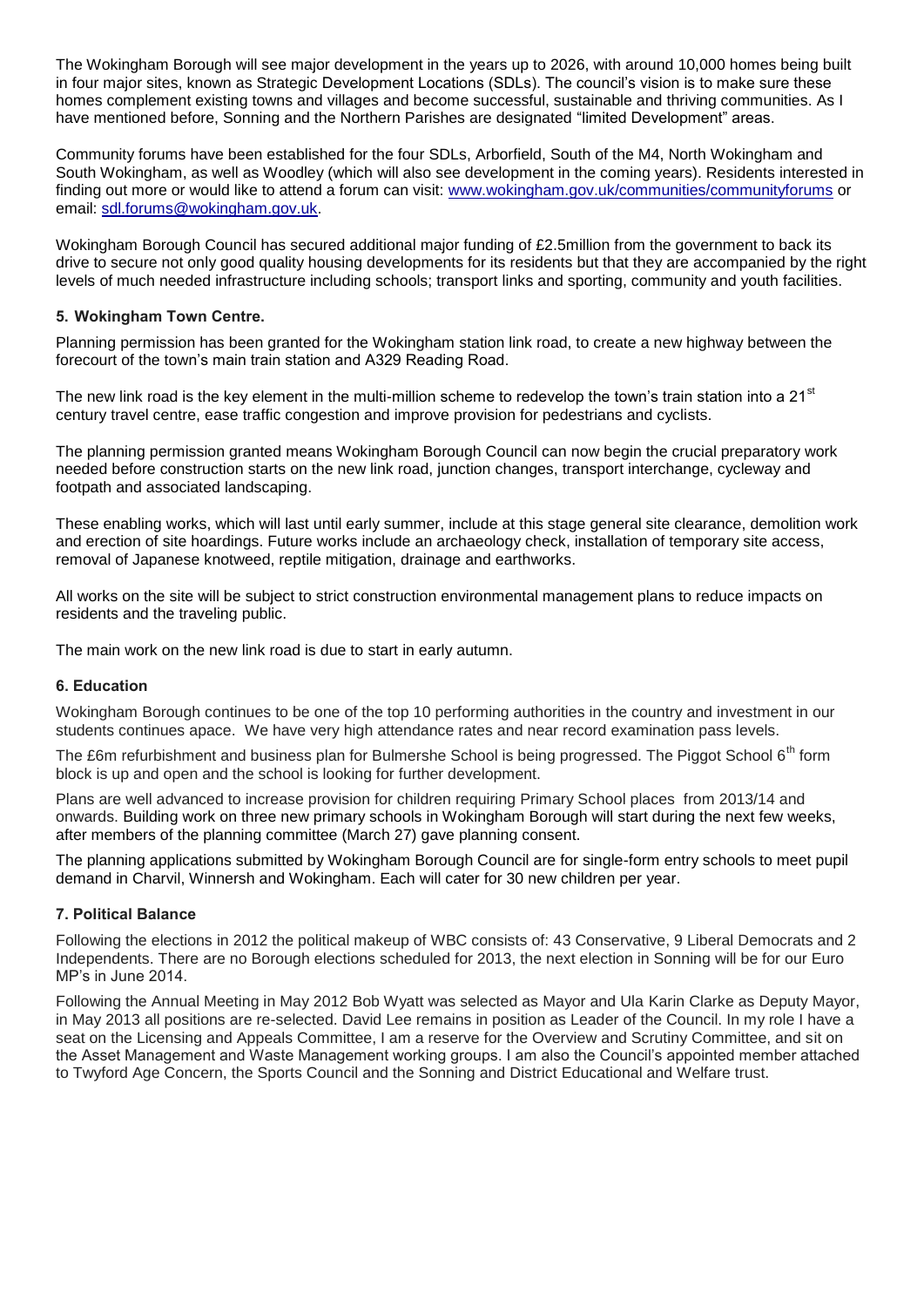The Wokingham Borough will see major development in the years up to 2026, with around 10,000 homes being built in four major sites, known as Strategic Development Locations (SDLs). The council's vision is to make sure these homes complement existing towns and villages and become successful, sustainable and thriving communities. As I have mentioned before, Sonning and the Northern Parishes are designated "limited Development" areas.

Community forums have been established for the four SDLs, Arborfield, South of the M4, North Wokingham and South Wokingham, as well as Woodley (which will also see development in the coming years). Residents interested in finding out more or would like to attend a forum can visit: [www.wokingham.gov.uk/communities/communityforums](www.wokingham.gov.uk/communities/communityforums) or email: [sdl.forums@wokingham.gov.uk](mailto:sdl.forums@wokingham.gov.uk).

Wokingham Borough Council has secured additional major funding of £2.5million from the government to back its drive to secure not only good quality housing developments for its residents but that they are accompanied by the right levels of much needed infrastructure including schools; transport links and sporting, community and youth facilities.

### 5. Wokingham Town Centre.

Planning permission has been granted for the Wokingham station link road, to create a new highway between the forecourt of the town's main train station and A329 Reading Road.

The new link road is the key element in the multi-million scheme to redevelop the town's train station into a 21st century travel centre, ease traffic congestion and improve provision for pedestrians and cyclists.

The planning permission granted means Wokingham Borough Council can now begin the crucial preparatory work needed before construction starts on the new link road, junction changes, transport interchange, cycleway and footpath and associated landscaping.

These enabling works, which will last until early summer, include at this stage general site clearance, demolition work and erection of site hoardings. Future works include an archaeology check, installation of temporary site access, removal of Japanese knotweed, reptile mitigation, drainage and earthworks.

All works on the site will be subject to strict construction environmental management plans to reduce impacts on residents and the traveling public.

The main work on the new link road is due to start in early autumn.

### 6. Education

Wokingham Borough continues to be one of the top 10 performing authorities in the country and investment in our students continues apace. We have very high attendance rates and near record examination pass levels.

The £6m refurbishment and business plan for Bulmershe School is being progressed. The Piggot School 6th form block is up and open and the school is looking for further development.

Plans are well advanced to increase provision for children requiring Primary School places from 2013/14 and onwards. Building work on three new primary schools in Wokingham Borough will start during the next few weeks, after members of the planning committee (March 27) gave planning consent.

The planning applications submitted by Wokingham Borough Council are for single-form entry schools to meet pupil demand in Charvil, Winnersh and Wokingham. Each will cater for 30 new children per year.

### 7. Political Balance

Following the elections in 2012 the political makeup of WBC consists of: 43 Conservative, 9 Liberal Democrats and 2 Independents. There are no Borough elections scheduled for 2013, the next election in Sonning will be for our Euro MP's in June 2014.

Following the Annual Meeting in May 2012 Bob Wyatt was selected as Mayor and Ula Karin Clarke as Deputy Mayor, in May 2013 all positions are re-selected. David Lee remains in position as Leader of the Council. In my role I have a seat on the Licensing and Appeals Committee, I am a reserve for the Overview and Scrutiny Committee, and sit on the Asset Management and Waste Management working groups. I am also the Council's appointed member attached to Twyford Age Concern, the Sports Council and the Sonning and District Educational and Welfare trust.